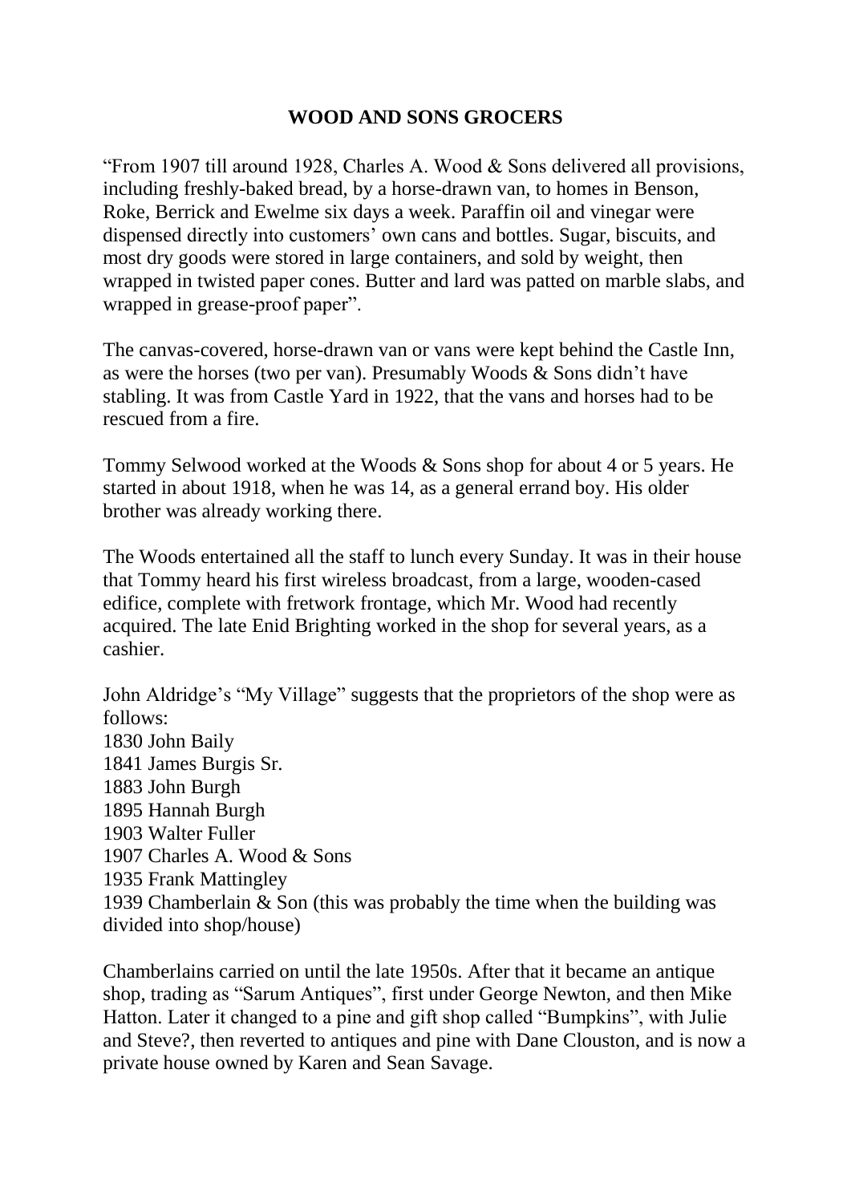# WOOD AND SONS GROCERS

"From 1907 till around 1928, Charles A. Wood & Sons delivered all provisions, including freshly-baked bread, by a horse-drawn van, to homes in Benson, Roke, Berrick and Ewelme six days a week. Paraffin oil and vinegar were dispensed directly into customers' own cans and bottles. Sugar, biscuits, and most dry goods were stored in large containers, and sold by weight, then wrapped in twisted paper cones. Butter and lard was patted on marble slabs, and wrapped in grease-proof paper".

The canvas-covered, horse-drawn van or vans were kept behind the Castle Inn, as were the horses (two per van). Presumably Woods & Sons didn't have stabling. It was from Castle Yard in 1922, that the vans and horses had to be rescued from a fire.

Tommy Selwood worked at the Woods & Sons shop for about 4 or 5 years. He started in about 1918, when he was 14, as a general errand boy. His older brother was already working there.

The Woods entertained all the staff to lunch every Sunday. It was in their house that Tommy heard his first wireless broadcast, from a large, wooden-cased edifice, complete with fretwork frontage, which Mr. Wood had recently acquired. The late Enid Brighting worked in the shop for several years, as a cashier.

John Aldridge's "My Village" suggests that the proprietors of the shop were as follows:
1830 John Baily
1841 James Burgis Sr.
1883 John Burgh
1895 Hannah Burgh
1903 Walter Fuller
1907 Charles A. Wood & Sons
1935 Frank Mattingley
1939 Chamberlain & Son (this was probably the time when the building was divided into shop/house)

Chamberlains carried on until the late 1950s. After that it became an antique shop, trading as "Sarum Antiques", first under George Newton, and then Mike Hatton. Later it changed to a pine and gift shop called "Bumpkins", with Julie and Steve?, then reverted to antiques and pine with Dane Clouston, and is now a private house owned by Karen and Sean Savage.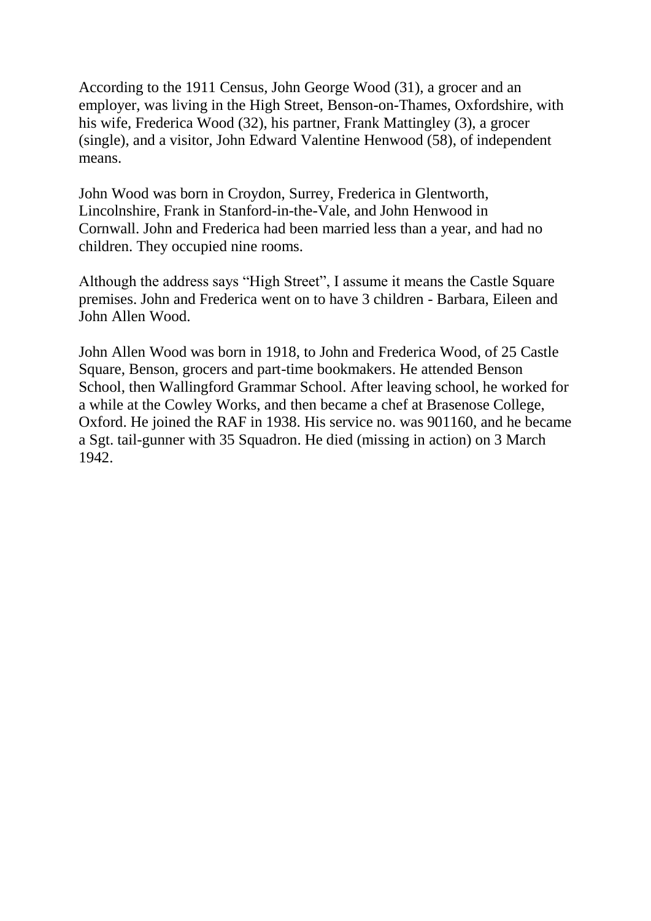According to the 1911 Census, John George Wood (31), a grocer and an employer, was living in the High Street, Benson-on-Thames, Oxfordshire, with his wife, Frederica Wood (32), his partner, Frank Mattingley (3), a grocer (single), and a visitor, John Edward Valentine Henwood (58), of independent means.

John Wood was born in Croydon, Surrey, Frederica in Glentworth, Lincolnshire, Frank in Stanford-in-the-Vale, and John Henwood in Cornwall. John and Frederica had been married less than a year, and had no children. They occupied nine rooms.

Although the address says "High Street", I assume it means the Castle Square premises. John and Frederica went on to have 3 children - Barbara, Eileen and John Allen Wood.

John Allen Wood was born in 1918, to John and Frederica Wood, of 25 Castle Square, Benson, grocers and part-time bookmakers. He attended Benson School, then Wallingford Grammar School. After leaving school, he worked for a while at the Cowley Works, and then became a chef at Brasenose College, Oxford. He joined the RAF in 1938. His service no. was 901160, and he became a Sgt. tail-gunner with 35 Squadron. He died (missing in action) on 3 March 1942.